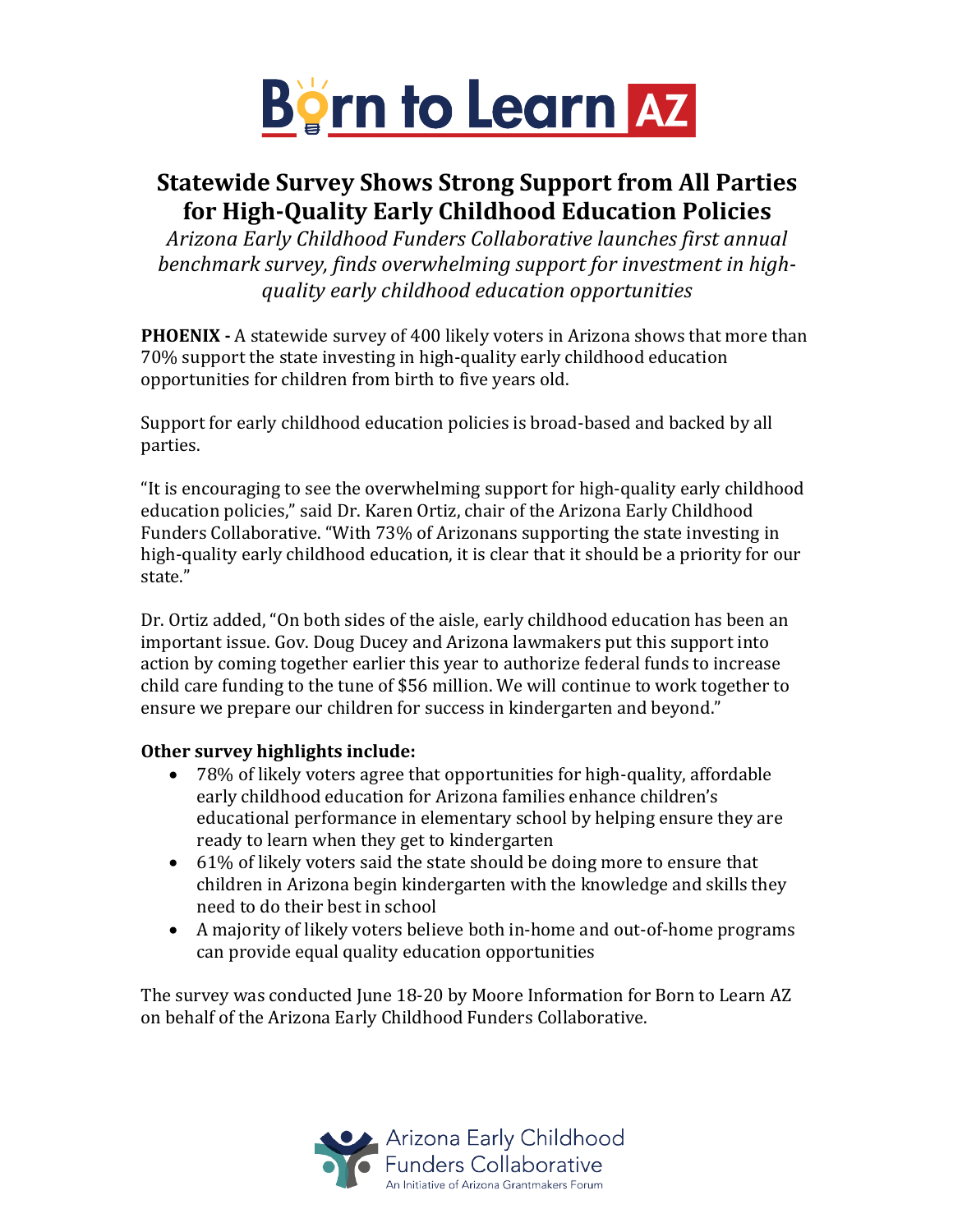# Statewide Survey Shows Strong Support from All Parties for High-Quality Early Childhood Education Policies

*Arizona Early Childhood Funders Collaborative launches first annual benchmark survey, finds overwhelming support for investment in high-quality early childhood education opportunities*

**PHOENIX -** A statewide survey of 400 likely voters in Arizona shows that more than 70% support the state investing in high-quality early childhood education opportunities for children from birth to five years old.

Support for early childhood education policies is broad-based and backed by all parties.

"It is encouraging to see the overwhelming support for high-quality early childhood education policies," said Dr. Karen Ortiz, chair of the Arizona Early Childhood Funders Collaborative. "With 73% of Arizonans supporting the state investing in high-quality early childhood education, it is clear that it should be a priority for our state."

Dr. Ortiz added, "On both sides of the aisle, early childhood education has been an important issue. Gov. Doug Ducey and Arizona lawmakers put this support into action by coming together earlier this year to authorize federal funds to increase child care funding to the tune of $56 million. We will continue to work together to ensure we prepare our children for success in kindergarten and beyond."

**Other survey highlights include:**

- 78% of likely voters agree that opportunities for high-quality, affordable early childhood education for Arizona families enhance children's educational performance in elementary school by helping ensure they are ready to learn when they get to kindergarten
- 61% of likely voters said the state should be doing more to ensure that children in Arizona begin kindergarten with the knowledge and skills they need to do their best in school
- A majority of likely voters believe both in-home and out-of-home programs can provide equal quality education opportunities

The survey was conducted June 18-20 by Moore Information for Born to Learn AZ on behalf of the Arizona Early Childhood Funders Collaborative.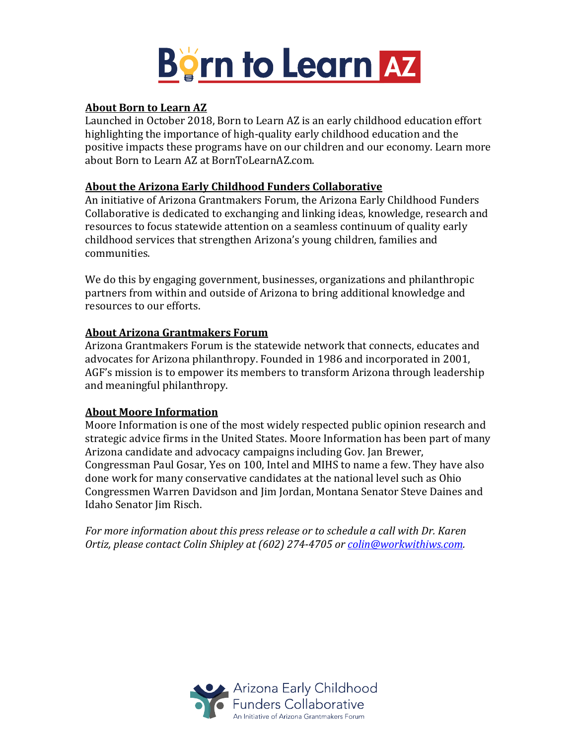**About Born to Learn AZ**

Launched in October 2018, Born to Learn AZ is an early childhood education effort highlighting the importance of high-quality early childhood education and the positive impacts these programs have on our children and our economy. Learn more about Born to Learn AZ at BornToLearnAZ.com.

**About the Arizona Early Childhood Funders Collaborative**

An initiative of Arizona Grantmakers Forum, the Arizona Early Childhood Funders Collaborative is dedicated to exchanging and linking ideas, knowledge, research and resources to focus statewide attention on a seamless continuum of quality early childhood services that strengthen Arizona's young children, families and communities.

We do this by engaging government, businesses, organizations and philanthropic partners from within and outside of Arizona to bring additional knowledge and resources to our efforts.

**About Arizona Grantmakers Forum**

Arizona Grantmakers Forum is the statewide network that connects, educates and advocates for Arizona philanthropy. Founded in 1986 and incorporated in 2001, AGF's mission is to empower its members to transform Arizona through leadership and meaningful philanthropy.

**About Moore Information**

Moore Information is one of the most widely respected public opinion research and strategic advice firms in the United States. Moore Information has been part of many Arizona candidate and advocacy campaigns including Gov. Jan Brewer, Congressman Paul Gosar, Yes on 100, Intel and MIHS to name a few. They have also done work for many conservative candidates at the national level such as Ohio Congressmen Warren Davidson and Jim Jordan, Montana Senator Steve Daines and Idaho Senator Jim Risch.

*For more information about this press release or to schedule a call with Dr. Karen Ortiz, please contact Colin Shipley at (602) 274-4705 or colin@workwithiws.com.*